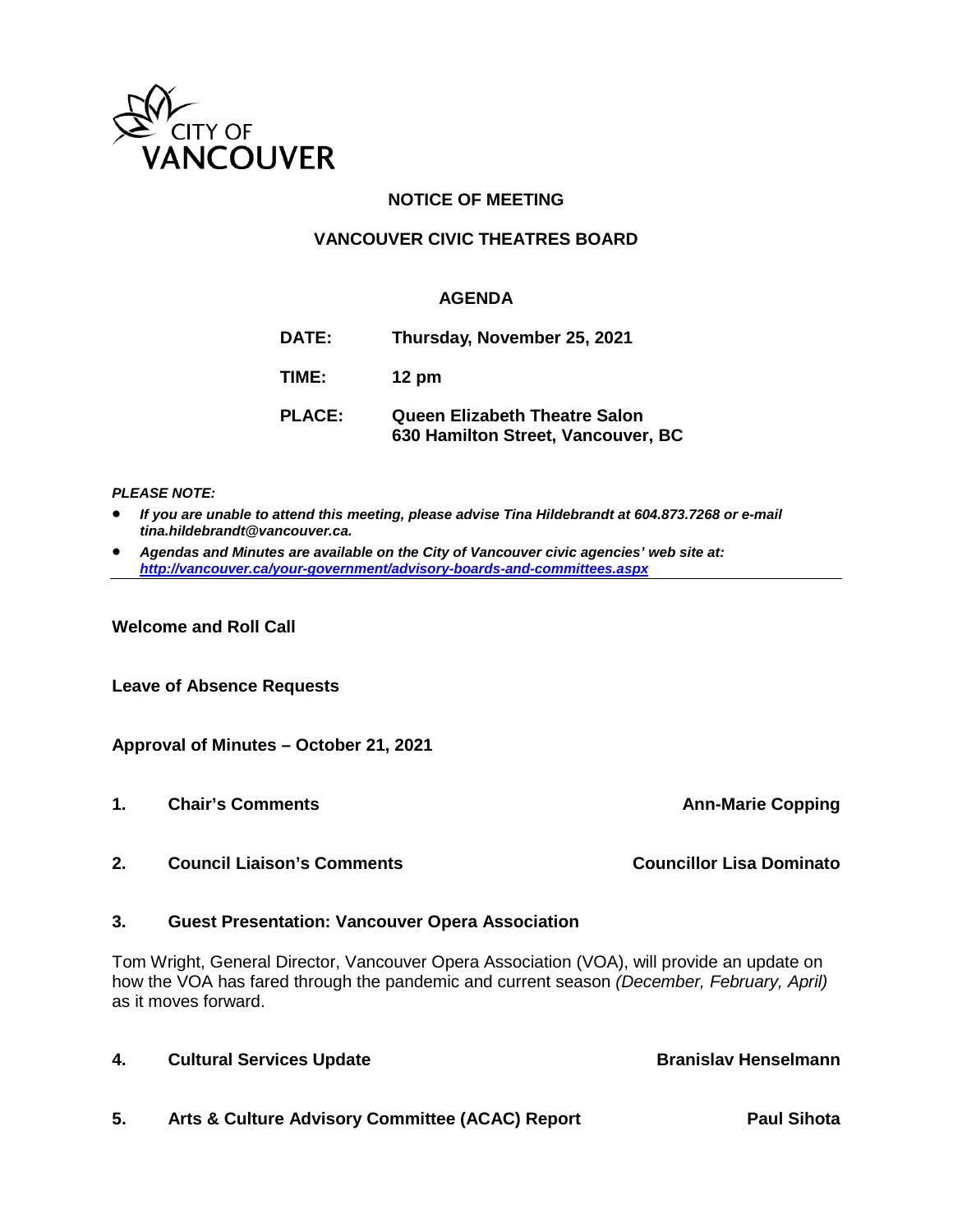CITY OF VANCOUVER

# NOTICE OF MEETING

## VANCOUVER CIVIC THEATRES BOARD

### AGENDA

**DATE:** Thursday, November 25, 2021

**TIME:** 12 pm

**PLACE:** Queen Elizabeth Theatre Salon
630 Hamilton Street, Vancouver, BC

***PLEASE NOTE:***

- ***If you are unable to attend this meeting, please advise Tina Hildebrandt at 604.873.7268 or e-mail tina.hildebrandt@vancouver.ca.***
- ***Agendas and Minutes are available on the City of Vancouver civic agencies' web site at: http://vancouver.ca/your-government/advisory-boards-and-committees.aspx***

---

**Welcome and Roll Call**

**Leave of Absence Requests**

**Approval of Minutes – October 21, 2021**

**1. Chair's Comments** — **Ann-Marie Copping**

**2. Council Liaison's Comments** — **Councillor Lisa Dominato**

**3. Guest Presentation: Vancouver Opera Association**

Tom Wright, General Director, Vancouver Opera Association (VOA), will provide an update on how the VOA has fared through the pandemic and current season *(December, February, April)* as it moves forward.

**4. Cultural Services Update** — **Branislav Henselmann**

**5. Arts & Culture Advisory Committee (ACAC) Report** — **Paul Sihota**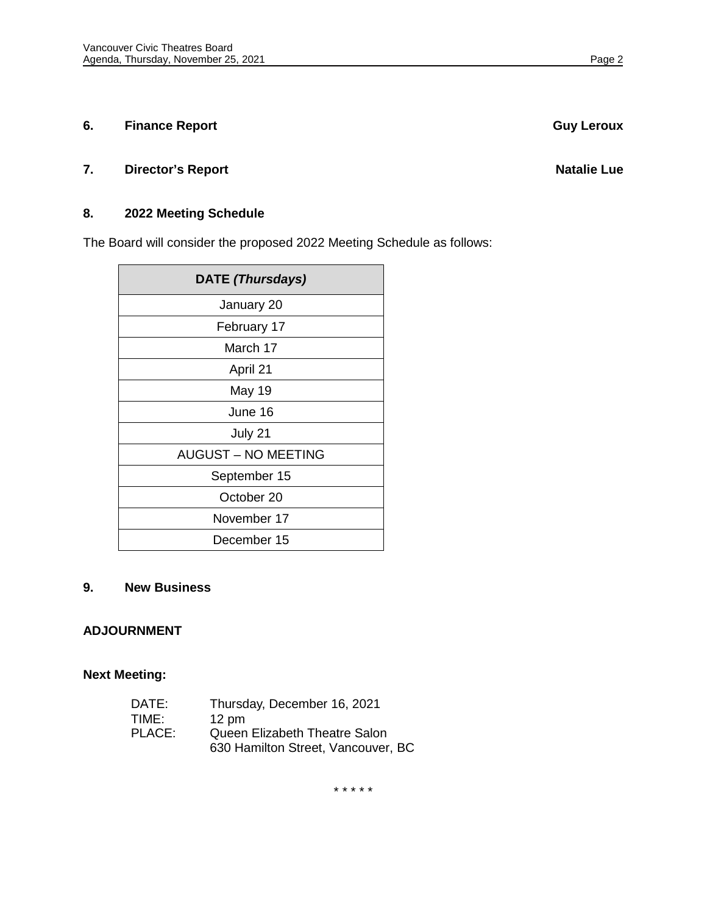**6. Finance Report** **Guy Leroux**

**7. Director's Report** **Natalie Lue**

**8. 2022 Meeting Schedule**

The Board will consider the proposed 2022 Meeting Schedule as follows:

| **DATE *(Thursdays)*** |
|---|
| January 20 |
| February 17 |
| March 17 |
| April 21 |
| May 19 |
| June 16 |
| July 21 |
| AUGUST – NO MEETING |
| September 15 |
| October 20 |
| November 17 |
| December 15 |

**9. New Business**

**ADJOURNMENT**

**Next Meeting:**

DATE: Thursday, December 16, 2021
TIME: 12 pm
PLACE: Queen Elizabeth Theatre Salon
630 Hamilton Street, Vancouver, BC

* * * * *